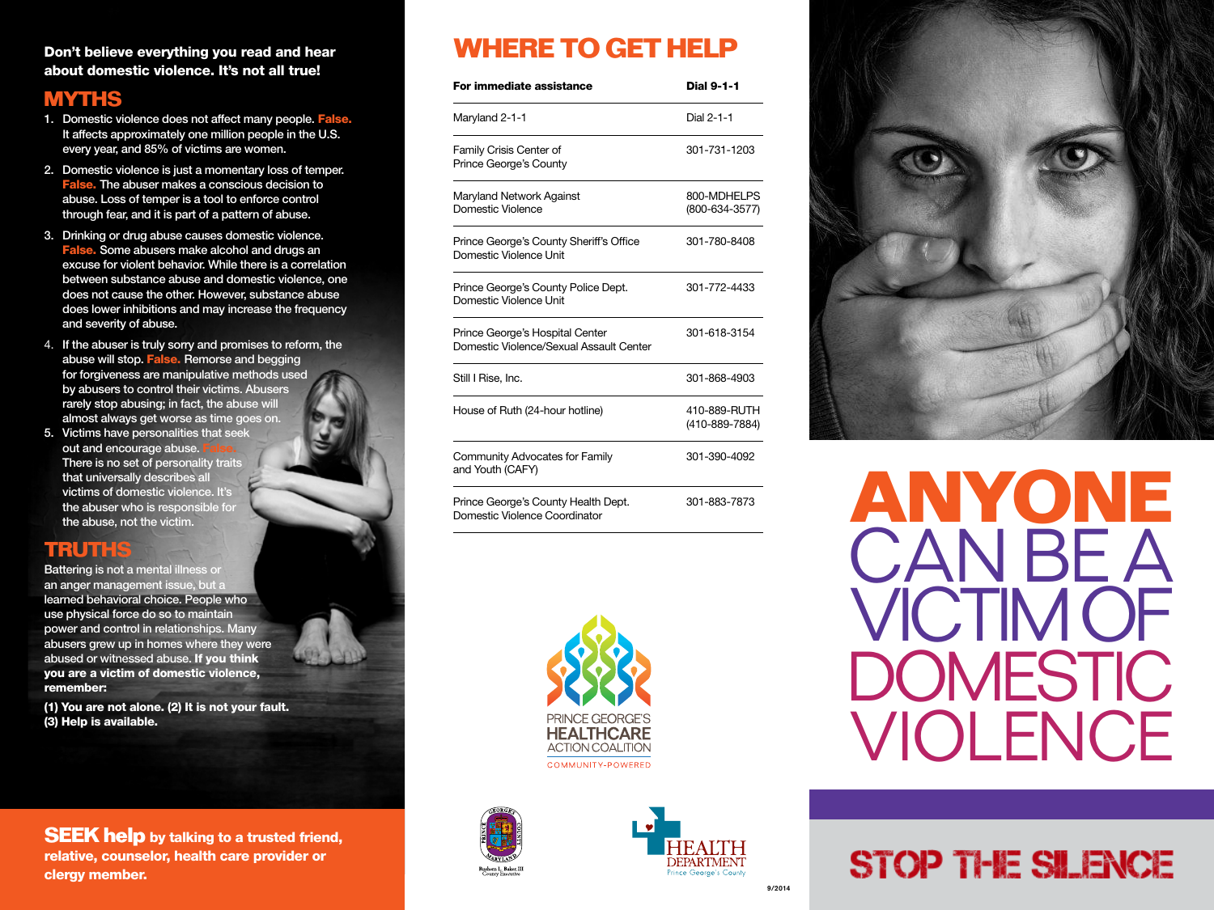**Don't believe everything you read and hear about domestic violence. It's not all true!**

## MYTHS

1. Domestic violence does not affect many people. **False.** It affects approximately one million people in the U.S. every year, and 85% of victims are women.
2. Domestic violence is just a momentary loss of temper. **False.** The abuser makes a conscious decision to abuse. Loss of temper is a tool to enforce control through fear, and it is part of a pattern of abuse.
3. Drinking or drug abuse causes domestic violence. **False.** Some abusers make alcohol and drugs an excuse for violent behavior. While there is a correlation between substance abuse and domestic violence, one does not cause the other. However, substance abuse does lower inhibitions and may increase the frequency and severity of abuse.
4. If the abuser is truly sorry and promises to reform, the abuse will stop. **False.** Remorse and begging for forgiveness are manipulative methods used by abusers to control their victims. Abusers rarely stop abusing; in fact, the abuse will almost always get worse as time goes on.
5. Victims have personalities that seek out and encourage abuse. **False.** There is no set of personality traits that universally describes all victims of domestic violence. It's the abuser who is responsible for the abuse, not the victim.

## TRUTHS

Battering is not a mental illness or an anger management issue, but a learned behavioral choice. People who use physical force do so to maintain power and control in relationships. Many abusers grew up in homes where they were abused or witnessed abuse. **If you think you are a victim of domestic violence, remember:**

**(1) You are not alone. (2) It is not your fault. (3) Help is available.**

**SEEK help by talking to a trusted friend, relative, counselor, health care provider or clergy member.**

# WHERE TO GET HELP

| **For immediate assistance** | **Dial 9-1-1** |
| --- | --- |
| Maryland 2-1-1 | Dial 2-1-1 |
| Family Crisis Center of Prince George's County | 301-731-1203 |
| Maryland Network Against Domestic Violence | 800-MDHELPS (800-634-3577) |
| Prince George's County Sheriff's Office Domestic Violence Unit | 301-780-8408 |
| Prince George's County Police Dept. Domestic Violence Unit | 301-772-4433 |
| Prince George's Hospital Center Domestic Violence/Sexual Assault Center | 301-618-3154 |
| Still I Rise, Inc. | 301-868-4903 |
| House of Ruth (24-hour hotline) | 410-889-RUTH (410-889-7884) |
| Community Advocates for Family and Youth (CAFY) | 301-390-4092 |
| Prince George's County Health Dept. Domestic Violence Coordinator | 301-883-7873 |

PRINCE GEORGE'S HEALTHCARE ACTION COALITION
COMMUNITY-POWERED

Rushern L. Baker, III
County Executive

HEALTH DEPARTMENT
Prince George's County

9/2014

# ANYONE CAN BE A VICTIM OF DOMESTIC VIOLENCE

## STOP THE SILENCE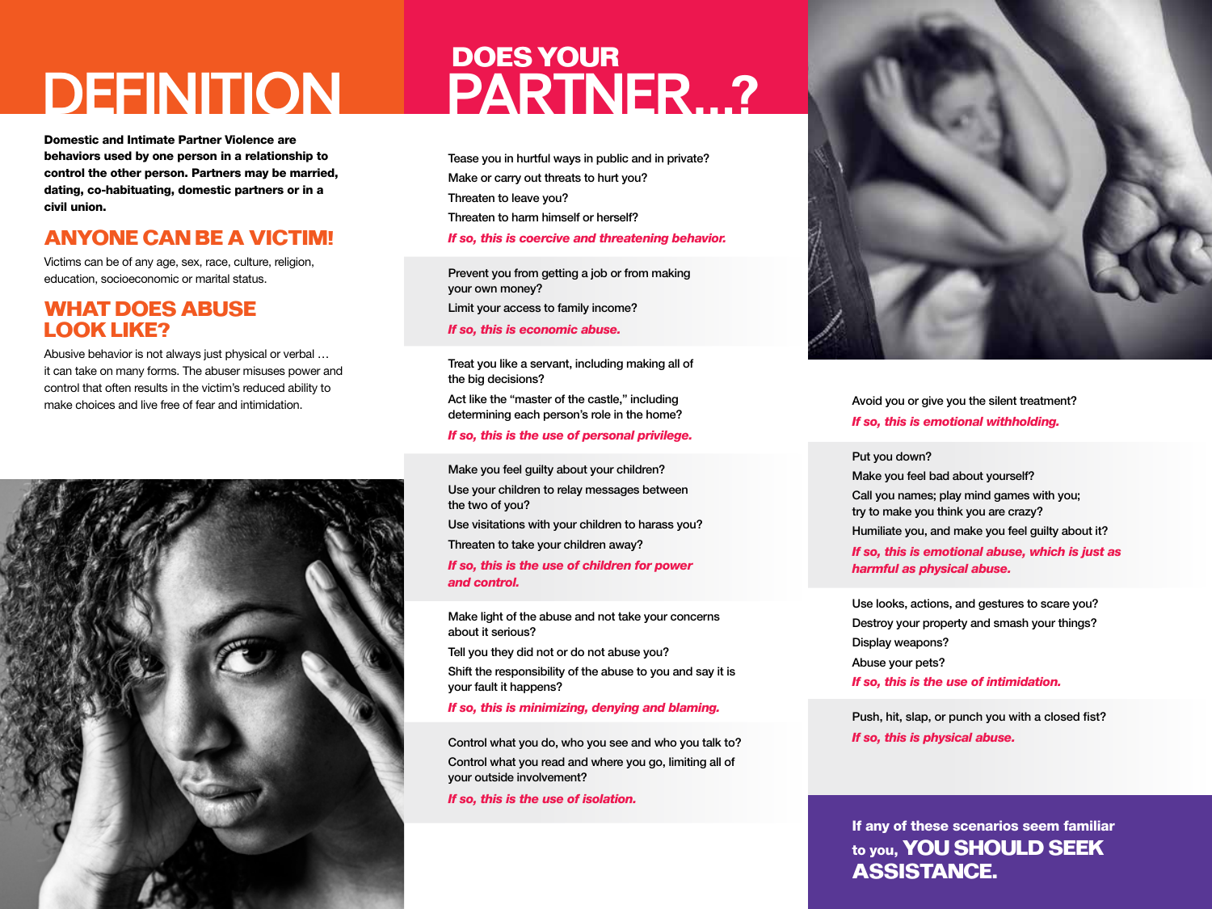# DEFINITION

**Domestic and Intimate Partner Violence are behaviors used by one person in a relationship to control the other person. Partners may be married, dating, co-habituating, domestic partners or in a civil union.**

## ANYONE CAN BE A VICTIM!

Victims can be of any age, sex, race, culture, religion, education, socioeconomic or marital status.

## WHAT DOES ABUSE LOOK LIKE?

Abusive behavior is not always just physical or verbal … it can take on many forms. The abuser misuses power and control that often results in the victim's reduced ability to make choices and live free of fear and intimidation.

# DOES YOUR PARTNER...?

Tease you in hurtful ways in public and in private?
Make or carry out threats to hurt you?
Threaten to leave you?
Threaten to harm himself or herself?

***If so, this is coercive and threatening behavior.***

Prevent you from getting a job or from making your own money?
Limit your access to family income?

***If so, this is economic abuse.***

Treat you like a servant, including making all of the big decisions?
Act like the "master of the castle," including determining each person's role in the home?

***If so, this is the use of personal privilege.***

Make you feel guilty about your children?
Use your children to relay messages between the two of you?
Use visitations with your children to harass you?
Threaten to take your children away?

***If so, this is the use of children for power and control.***

Make light of the abuse and not take your concerns about it serious?
Tell you they did not or do not abuse you?
Shift the responsibility of the abuse to you and say it is your fault it happens?

***If so, this is minimizing, denying and blaming.***

Control what you do, who you see and who you talk to?
Control what you read and where you go, limiting all of your outside involvement?

***If so, this is the use of isolation.***

Avoid you or give you the silent treatment?

***If so, this is emotional withholding.***

Put you down?
Make you feel bad about yourself?
Call you names; play mind games with you; try to make you think you are crazy?
Humiliate you, and make you feel guilty about it?

***If so, this is emotional abuse, which is just as harmful as physical abuse.***

Use looks, actions, and gestures to scare you?
Destroy your property and smash your things?
Display weapons?
Abuse your pets?

***If so, this is the use of intimidation.***

Push, hit, slap, or punch you with a closed fist?

***If so, this is physical abuse.***

**If any of these scenarios seem familiar to you, YOU SHOULD SEEK ASSISTANCE.**